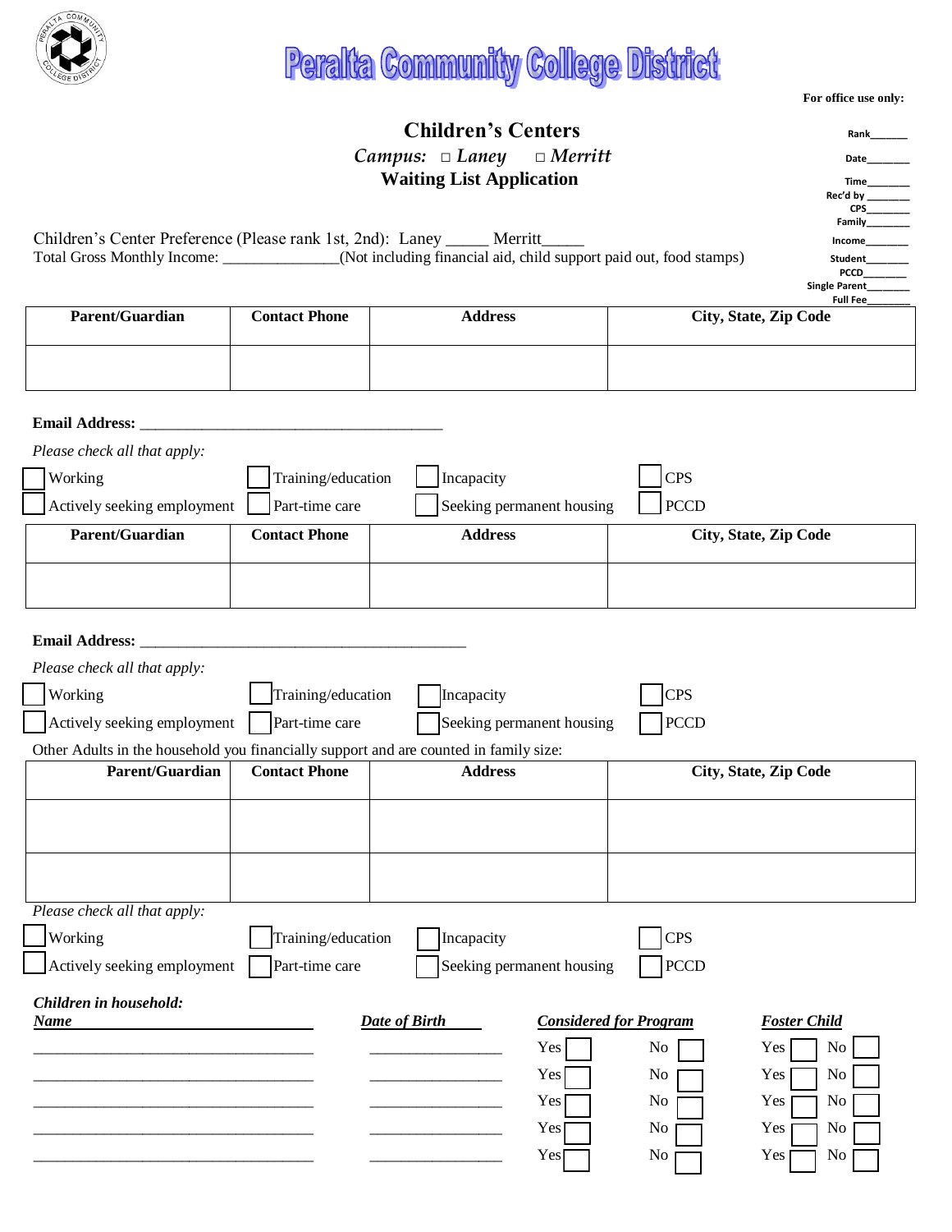# Peralta Community College District

**For office use only:**

Rank______
Date_______
Time_______
Rec'd by _______
CPS_______
Family_______
Income_______
Student_______
PCCD_______
Single Parent_______
Full Fee_______

## Children's Centers

*Campus:* □ *Laney* □ *Merritt*

### Waiting List Application

Children's Center Preference (Please rank 1st, 2nd): Laney _____ Merritt_____

Total Gross Monthly Income: ______________(Not including financial aid, child support paid out, food stamps)

| Parent/Guardian | Contact Phone | Address | City, State, Zip Code |
|---|---|---|---|
| | | | |

**Email Address:** ______________________________________

*Please check all that apply:*

☐ Working ☐ Training/education ☐ Incapacity ☐ CPS

☐ Actively seeking employment ☐ Part-time care ☐ Seeking permanent housing ☐ PCCD

| Parent/Guardian | Contact Phone | Address | City, State, Zip Code |
|---|---|---|---|
| | | | |

**Email Address:** ________________________________________

*Please check all that apply:*

☐ Working ☐ Training/education ☐ Incapacity ☐ CPS

☐ Actively seeking employment ☐ Part-time care ☐ Seeking permanent housing ☐ PCCD

Other Adults in the household you financially support and are counted in family size:

| Parent/Guardian | Contact Phone | Address | City, State, Zip Code |
|---|---|---|---|
| | | | |
| | | | |

*Please check all that apply:*

☐ Working ☐ Training/education ☐ Incapacity ☐ CPS

☐ Actively seeking employment ☐ Part-time care ☐ Seeking permanent housing ☐ PCCD

***Children in household:***

| *Name* | *Date of Birth* | *Considered for Program* | *Foster Child* |
|---|---|---|---|
| ___________________________ | ____________ | Yes ☐ No ☐ | Yes ☐ No ☐ |
| ___________________________ | ____________ | Yes ☐ No ☐ | Yes ☐ No ☐ |
| ___________________________ | ____________ | Yes ☐ No ☐ | Yes ☐ No ☐ |
| ___________________________ | ____________ | Yes ☐ No ☐ | Yes ☐ No ☐ |
| ___________________________ | ____________ | Yes ☐ No ☐ | Yes ☐ No ☐ |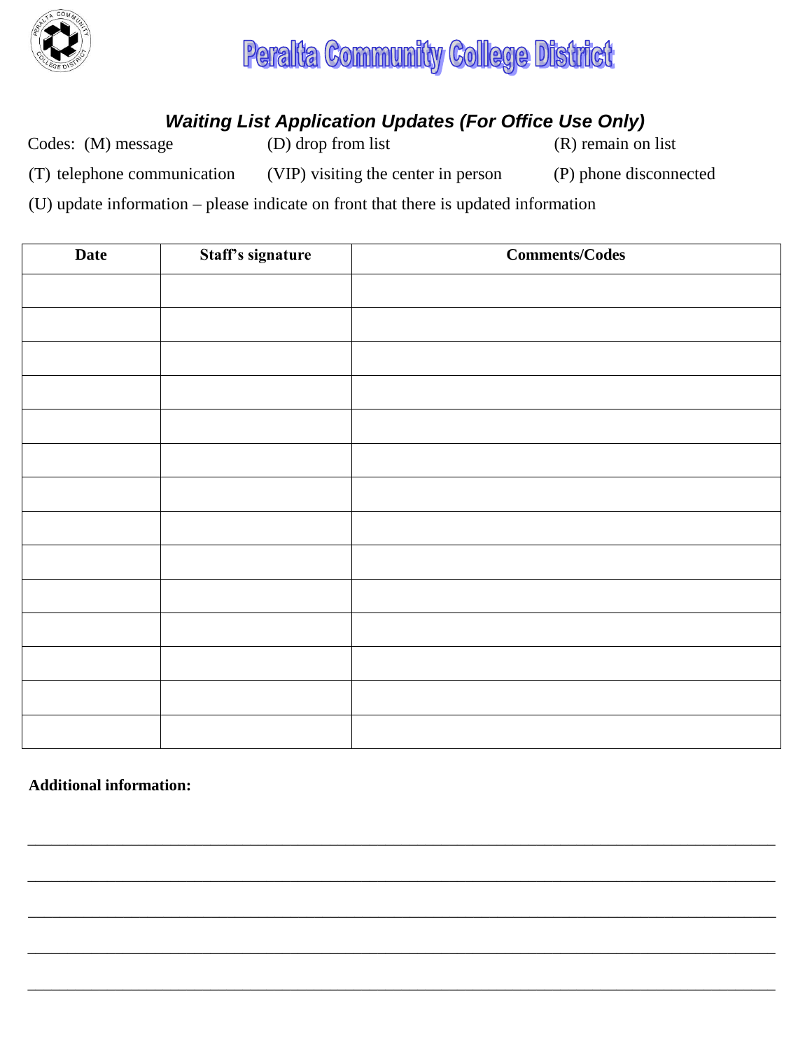Peralta Community College District

## *Waiting List Application Updates (For Office Use Only)*

Codes: (M) message (D) drop from list (R) remain on list

(T) telephone communication (VIP) visiting the center in person (P) phone disconnected

(U) update information – please indicate on front that there is updated information

| Date | Staff's signature | Comments/Codes |
|---|---|---|
| | | |
| | | |
| | | |
| | | |
| | | |
| | | |
| | | |
| | | |
| | | |
| | | |
| | | |
| | | |
| | | |
| | | |

**Additional information:**

___________________________________________________________________________

___________________________________________________________________________

___________________________________________________________________________

___________________________________________________________________________

___________________________________________________________________________